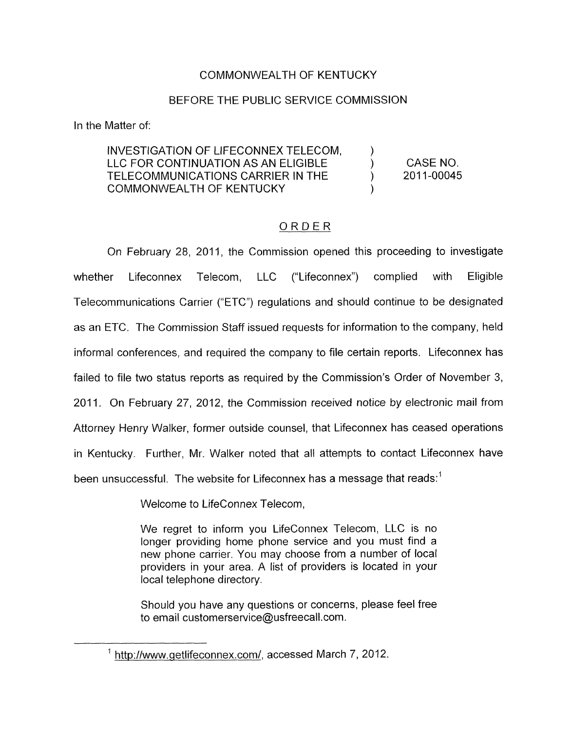COMMONWEALTH OF KENTUCKY

BEFORE THE PUBLIC SERVICE COMMISSION

In the Matter of:

| | | |
|---|---|---|
| INVESTIGATION OF LIFECONNEX TELECOM, LLC FOR CONTINUATION AS AN ELIGIBLE TELECOMMUNICATIONS CARRIER IN THE COMMONWEALTH OF KENTUCKY | ) ) ) ) | CASE NO. 2011-00045 |

## ORDER

On February 28, 2011, the Commission opened this proceeding to investigate whether Lifeconnex Telecom, LLC ("Lifeconnex") complied with Eligible Telecommunications Carrier ("ETC") regulations and should continue to be designated as an ETC. The Commission Staff issued requests for information to the company, held informal conferences, and required the company to file certain reports. Lifeconnex has failed to file two status reports as required by the Commission's Order of November 3, 2011. On February 27, 2012, the Commission received notice by electronic mail from Attorney Henry Walker, former outside counsel, that Lifeconnex has ceased operations in Kentucky. Further, Mr. Walker noted that all attempts to contact Lifeconnex have been unsuccessful. The website for Lifeconnex has a message that reads:[1]

> Welcome to LifeConnex Telecom,
>
> We regret to inform you LifeConnex Telecom, LLC is no longer providing home phone service and you must find a new phone carrier. You may choose from a number of local providers in your area. A list of providers is located in your local telephone directory.
>
> Should you have any questions or concerns, please feel free to email customerservice@usfreecall.com.

---

[1] http://www.getlifeconnex.com/, accessed March 7, 2012.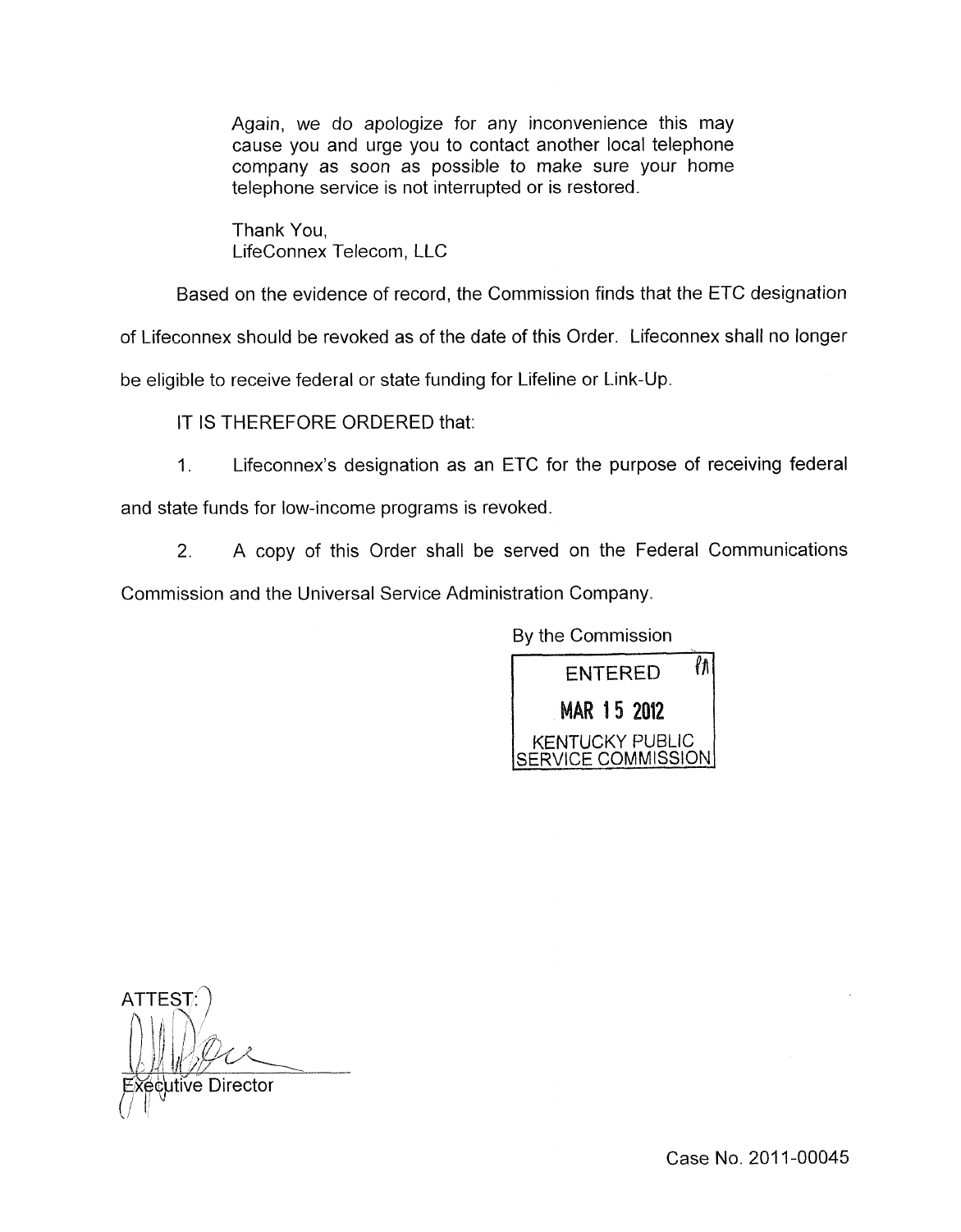> Again, we do apologize for any inconvenience this may cause you and urge you to contact another local telephone company as soon as possible to make sure your home telephone service is not interrupted or is restored.
>
> Thank You,
> LifeConnex Telecom, LLC

Based on the evidence of record, the Commission finds that the ETC designation of Lifeconnex should be revoked as of the date of this Order. Lifeconnex shall no longer be eligible to receive federal or state funding for Lifeline or Link-Up.

IT IS THEREFORE ORDERED that:

1. Lifeconnex's designation as an ETC for the purpose of receiving federal and state funds for low-income programs is revoked.

2. A copy of this Order shall be served on the Federal Communications Commission and the Universal Service Administration Company.

By the Commission

ENTERED
MAR 15 2012
KENTUCKY PUBLIC SERVICE COMMISSION

ATTEST:

Executive Director

Case No. 2011-00045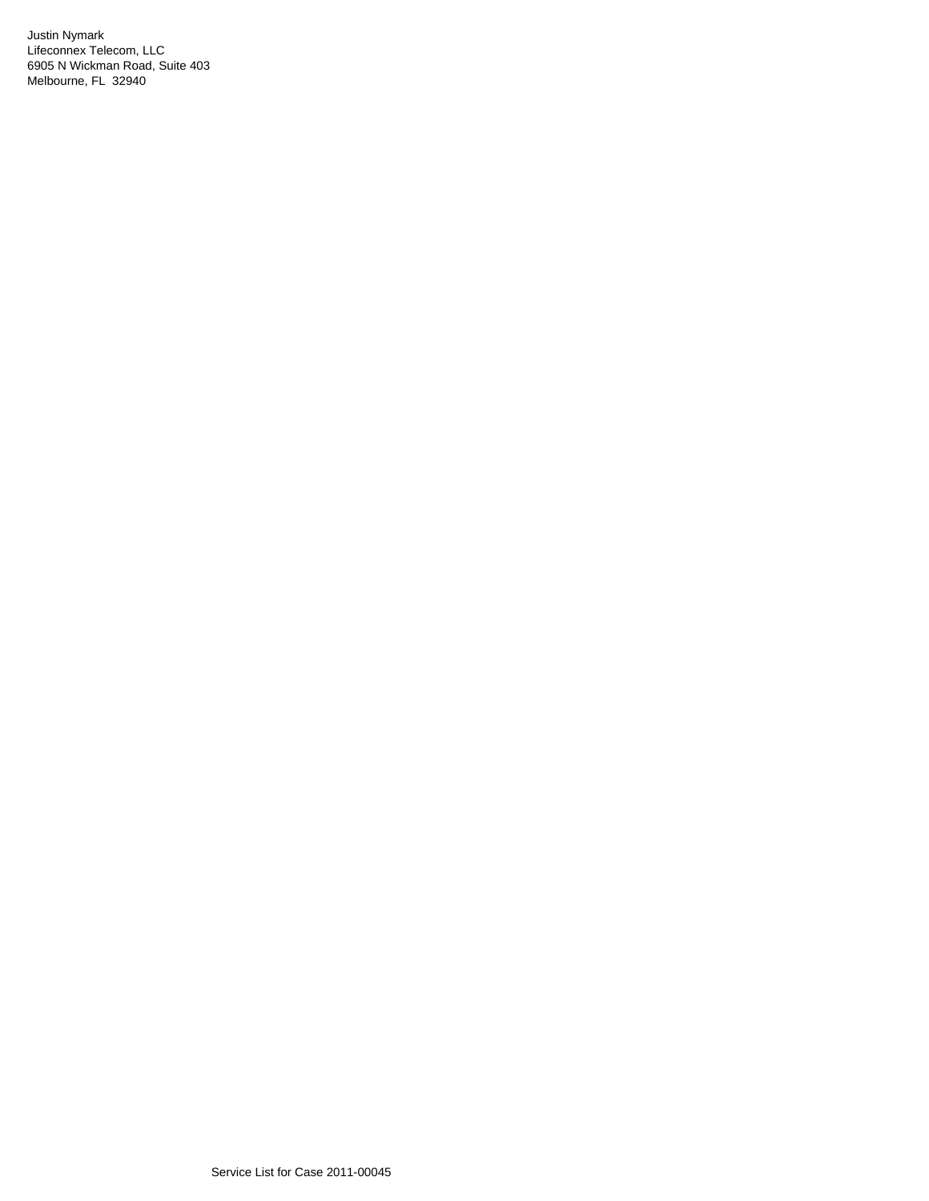Justin Nymark
Lifeconnex Telecom, LLC
6905 N Wickman Road, Suite 403
Melbourne, FL  32940